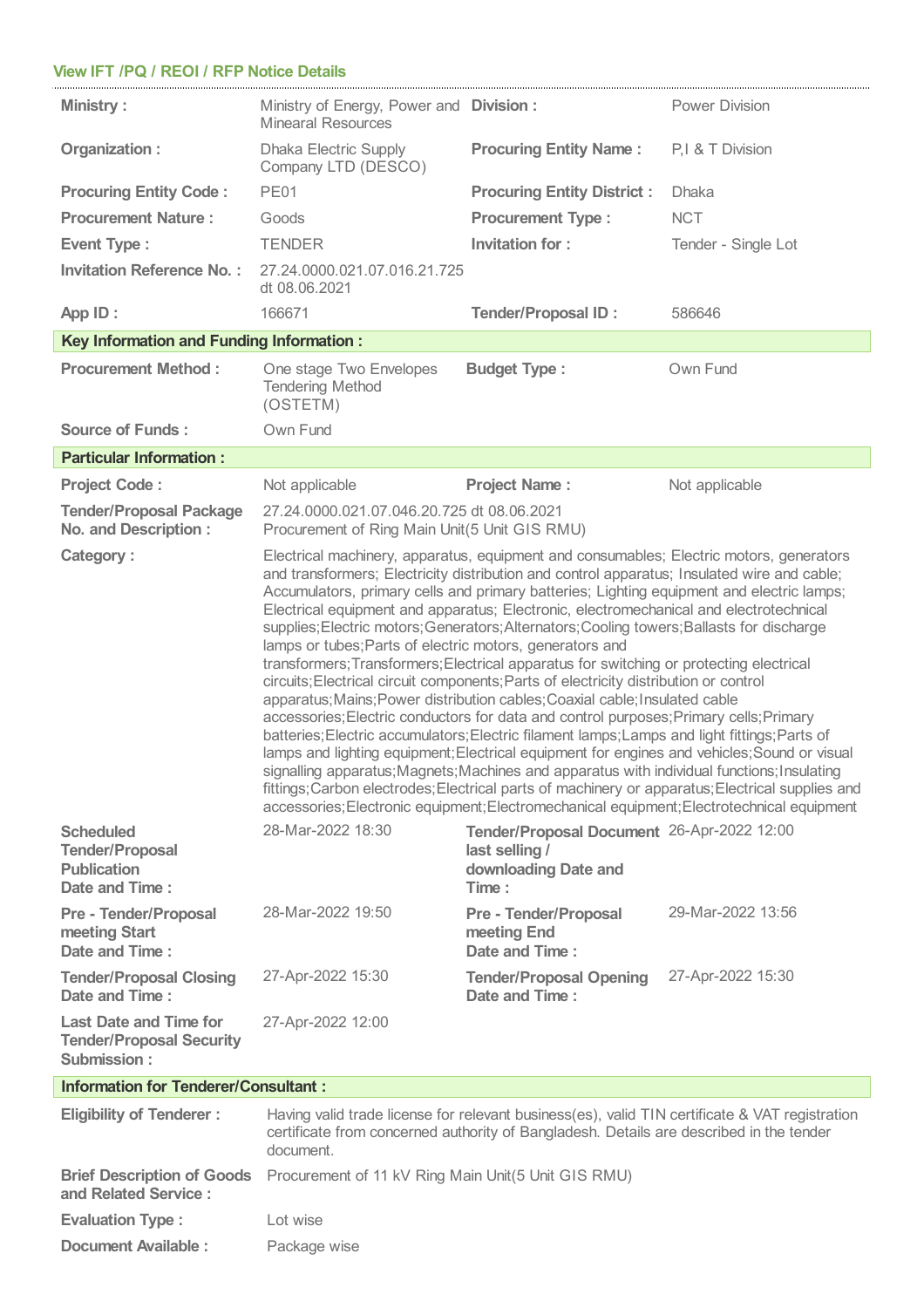## View IFT /PQ / REOI / RFP Notice Details

| | | | |
|---|---|---|---|
| **Ministry :** | Ministry of Energy, Power and Mineral Resources | **Division :** | Power Division |
| **Organization :** | Dhaka Electric Supply Company LTD (DESCO) | **Procuring Entity Name :** | P,I & T Division |
| **Procuring Entity Code :** | PE01 | **Procuring Entity District :** | Dhaka |
| **Procurement Nature :** | Goods | **Procurement Type :** | NCT |
| **Event Type :** | TENDER | **Invitation for :** | Tender - Single Lot |
| **Invitation Reference No. :** | 27.24.0000.021.07.016.21.725 dt 08.06.2021 | | |
| **App ID :** | 166671 | **Tender/Proposal ID :** | 586646 |

### Key Information and Funding Information :

| | | | |
|---|---|---|---|
| **Procurement Method :** | One stage Two Envelopes Tendering Method (OSTETM) | **Budget Type :** | Own Fund |
| **Source of Funds :** | Own Fund | | |

### Particular Information :

| | | | |
|---|---|---|---|
| **Project Code :** | Not applicable | **Project Name :** | Not applicable |
| **Tender/Proposal Package No. and Description :** | 27.24.0000.021.07.046.20.725 dt 08.06.2021 Procurement of Ring Main Unit(5 Unit GIS RMU) | | |
| **Category :** | Electrical machinery, apparatus, equipment and consumables; Electric motors, generators and transformers; Electricity distribution and control apparatus; Insulated wire and cable; Accumulators, primary cells and primary batteries; Lighting equipment and electric lamps; Electrical equipment and apparatus; Electronic, electromechanical and electrotechnical supplies;Electric motors;Generators;Alternators;Cooling towers;Ballasts for discharge lamps or tubes;Parts of electric motors, generators and transformers;Transformers;Electrical apparatus for switching or protecting electrical circuits;Electrical circuit components;Parts of electricity distribution or control apparatus;Mains;Power distribution cables;Coaxial cable;Insulated cable accessories;Electric conductors for data and control purposes;Primary cells;Primary batteries;Electric accumulators;Electric filament lamps;Lamps and light fittings;Parts of lamps and lighting equipment;Electrical equipment for engines and vehicles;Sound or visual signalling apparatus;Magnets;Machines and apparatus with individual functions;Insulating fittings;Carbon electrodes;Electrical parts of machinery or apparatus;Electrical supplies and accessories;Electronic equipment;Electromechanical equipment;Electrotechnical equipment | | |
| **Scheduled Tender/Proposal Publication Date and Time :** | 28-Mar-2022 18:30 | **Tender/Proposal Document last selling / downloading Date and Time :** | 26-Apr-2022 12:00 |
| **Pre - Tender/Proposal meeting Start Date and Time :** | 28-Mar-2022 19:50 | **Pre - Tender/Proposal meeting End Date and Time :** | 29-Mar-2022 13:56 |
| **Tender/Proposal Closing Date and Time :** | 27-Apr-2022 15:30 | **Tender/Proposal Opening Date and Time :** | 27-Apr-2022 15:30 |
| **Last Date and Time for Tender/Proposal Security Submission :** | 27-Apr-2022 12:00 | | |

### Information for Tenderer/Consultant :

| | |
|---|---|
| **Eligibility of Tenderer :** | Having valid trade license for relevant business(es), valid TIN certificate & VAT registration certificate from concerned authority of Bangladesh. Details are described in the tender document. |
| **Brief Description of Goods and Related Service :** | Procurement of 11 kV Ring Main Unit(5 Unit GIS RMU) |
| **Evaluation Type :** | Lot wise |
| **Document Available :** | Package wise |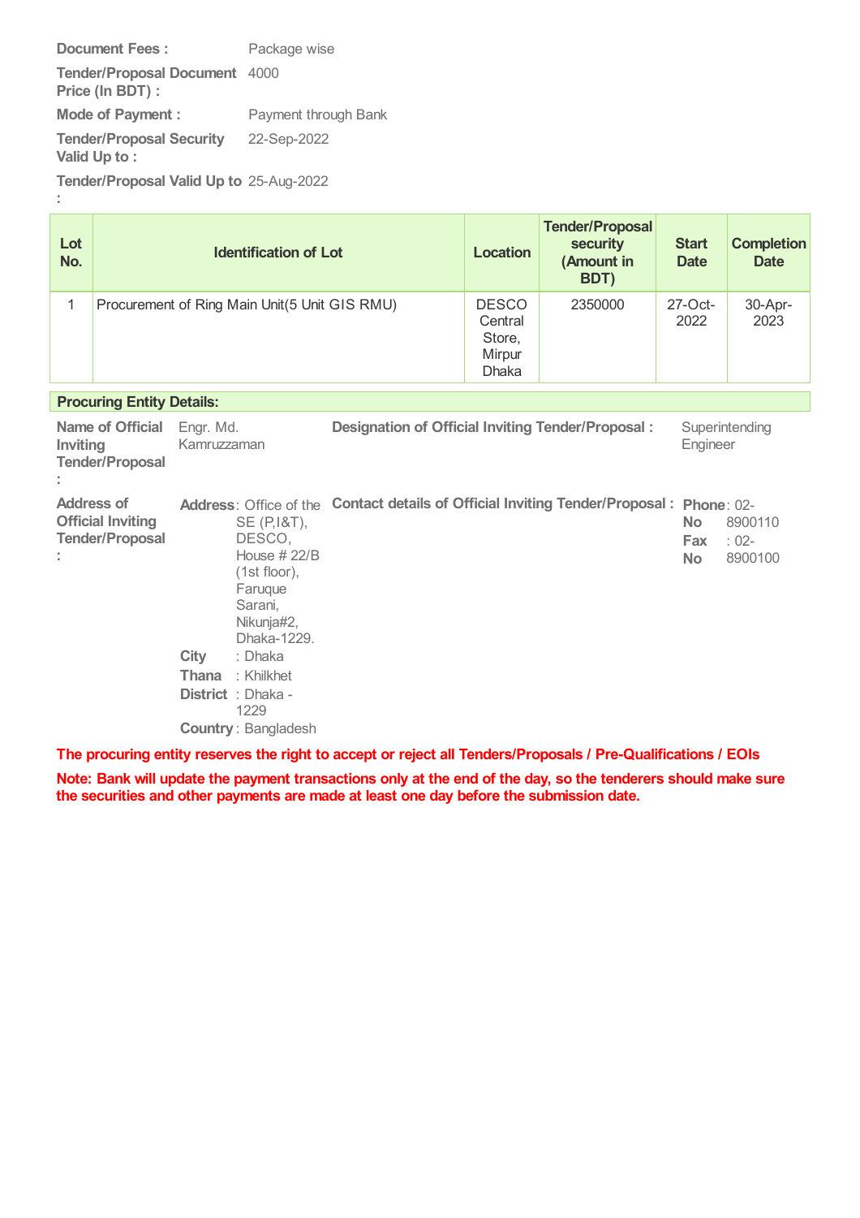**Document Fees :** Package wise

**Tender/Proposal Document Price (In BDT) :** 4000

**Mode of Payment :** Payment through Bank

**Tender/Proposal Security Valid Up to :** 22-Sep-2022

**Tender/Proposal Valid Up to :** 25-Aug-2022

| Lot No. | Identification of Lot | Location | Tender/Proposal security (Amount in BDT) | Start Date | Completion Date |
|---|---|---|---|---|---|
| 1 | Procurement of Ring Main Unit(5 Unit GIS RMU) | DESCO Central Store, Mirpur Dhaka | 2350000 | 27-Oct-2022 | 30-Apr-2023 |

**Procuring Entity Details:**

**Name of Official Inviting Tender/Proposal :** Engr. Md. Kamruzzaman

**Designation of Official Inviting Tender/Proposal :** Superintending Engineer

**Address of Official Inviting Tender/Proposal :**

**Address**: Office of the SE (P,I&T), DESCO, House # 22/B (1st floor), Faruque Sarani, Nikunja#2, Dhaka-1229.
**City** : Dhaka
**Thana** : Khilkhet
**District** : Dhaka - 1229
**Country** : Bangladesh

**Contact details of Official Inviting Tender/Proposal :**

**Phone No**: 02-8900110
**Fax No** : 02-8900100

**The procuring entity reserves the right to accept or reject all Tenders/Proposals / Pre-Qualifications / EOIs**

**Note: Bank will update the payment transactions only at the end of the day, so the tenderers should make sure the securities and other payments are made at least one day before the submission date.**